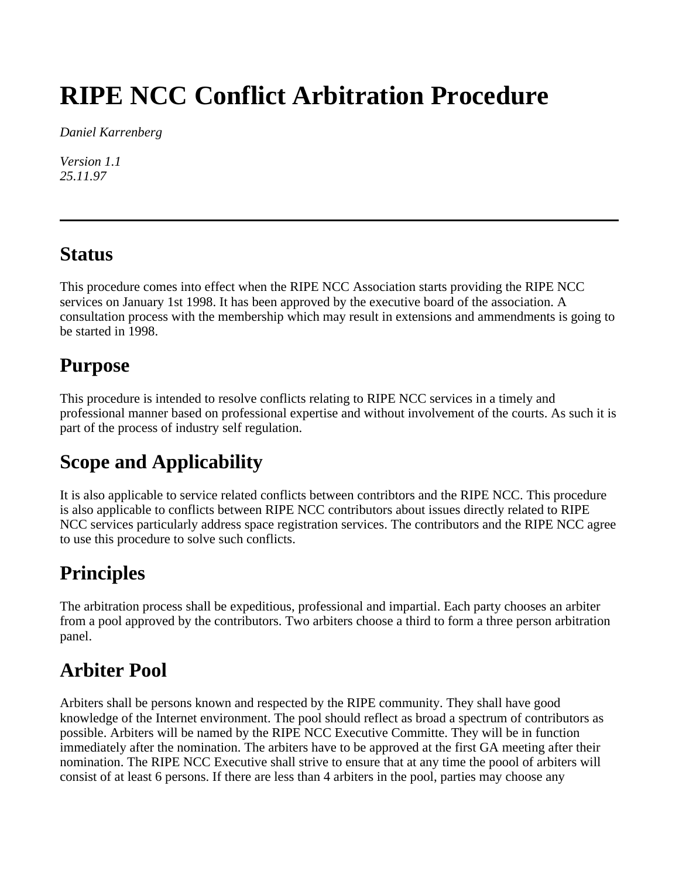# RIPE NCC Conflict Arbitration Procedure

*Daniel Karrenberg*

*Version 1.1*
*25.11.97*

---

## Status

This procedure comes into effect when the RIPE NCC Association starts providing the RIPE NCC services on January 1st 1998. It has been approved by the executive board of the association. A consultation process with the membership which may result in extensions and ammendments is going to be started in 1998.

## Purpose

This procedure is intended to resolve conflicts relating to RIPE NCC services in a timely and professional manner based on professional expertise and without involvement of the courts. As such it is part of the process of industry self regulation.

## Scope and Applicability

It is also applicable to service related conflicts between contribtors and the RIPE NCC. This procedure is also applicable to conflicts between RIPE NCC contributors about issues directly related to RIPE NCC services particularly address space registration services. The contributors and the RIPE NCC agree to use this procedure to solve such conflicts.

## Principles

The arbitration process shall be expeditious, professional and impartial. Each party chooses an arbiter from a pool approved by the contributors. Two arbiters choose a third to form a three person arbitration panel.

## Arbiter Pool

Arbiters shall be persons known and respected by the RIPE community. They shall have good knowledge of the Internet environment. The pool should reflect as broad a spectrum of contributors as possible. Arbiters will be named by the RIPE NCC Executive Committe. They will be in function immediately after the nomination. The arbiters have to be approved at the first GA meeting after their nomination. The RIPE NCC Executive shall strive to ensure that at any time the poool of arbiters will consist of at least 6 persons. If there are less than 4 arbiters in the pool, parties may choose any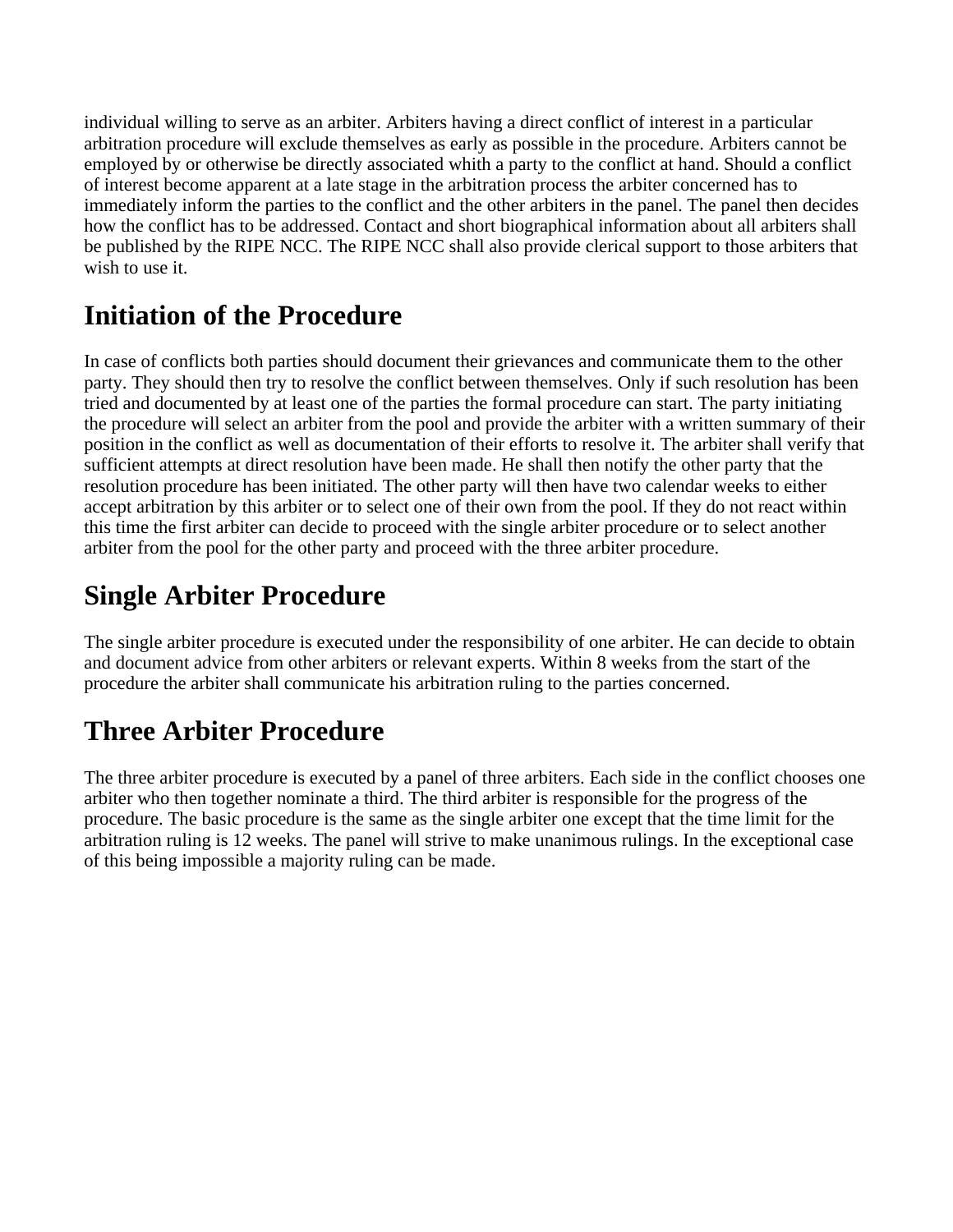individual willing to serve as an arbiter. Arbiters having a direct conflict of interest in a particular arbitration procedure will exclude themselves as early as possible in the procedure. Arbiters cannot be employed by or otherwise be directly associated whith a party to the conflict at hand. Should a conflict of interest become apparent at a late stage in the arbitration process the arbiter concerned has to immediately inform the parties to the conflict and the other arbiters in the panel. The panel then decides how the conflict has to be addressed. Contact and short biographical information about all arbiters shall be published by the RIPE NCC. The RIPE NCC shall also provide clerical support to those arbiters that wish to use it.

# Initiation of the Procedure

In case of conflicts both parties should document their grievances and communicate them to the other party. They should then try to resolve the conflict between themselves. Only if such resolution has been tried and documented by at least one of the parties the formal procedure can start. The party initiating the procedure will select an arbiter from the pool and provide the arbiter with a written summary of their position in the conflict as well as documentation of their efforts to resolve it. The arbiter shall verify that sufficient attempts at direct resolution have been made. He shall then notify the other party that the resolution procedure has been initiated. The other party will then have two calendar weeks to either accept arbitration by this arbiter or to select one of their own from the pool. If they do not react within this time the first arbiter can decide to proceed with the single arbiter procedure or to select another arbiter from the pool for the other party and proceed with the three arbiter procedure.

# Single Arbiter Procedure

The single arbiter procedure is executed under the responsibility of one arbiter. He can decide to obtain and document advice from other arbiters or relevant experts. Within 8 weeks from the start of the procedure the arbiter shall communicate his arbitration ruling to the parties concerned.

# Three Arbiter Procedure

The three arbiter procedure is executed by a panel of three arbiters. Each side in the conflict chooses one arbiter who then together nominate a third. The third arbiter is responsible for the progress of the procedure. The basic procedure is the same as the single arbiter one except that the time limit for the arbitration ruling is 12 weeks. The panel will strive to make unanimous rulings. In the exceptional case of this being impossible a majority ruling can be made.